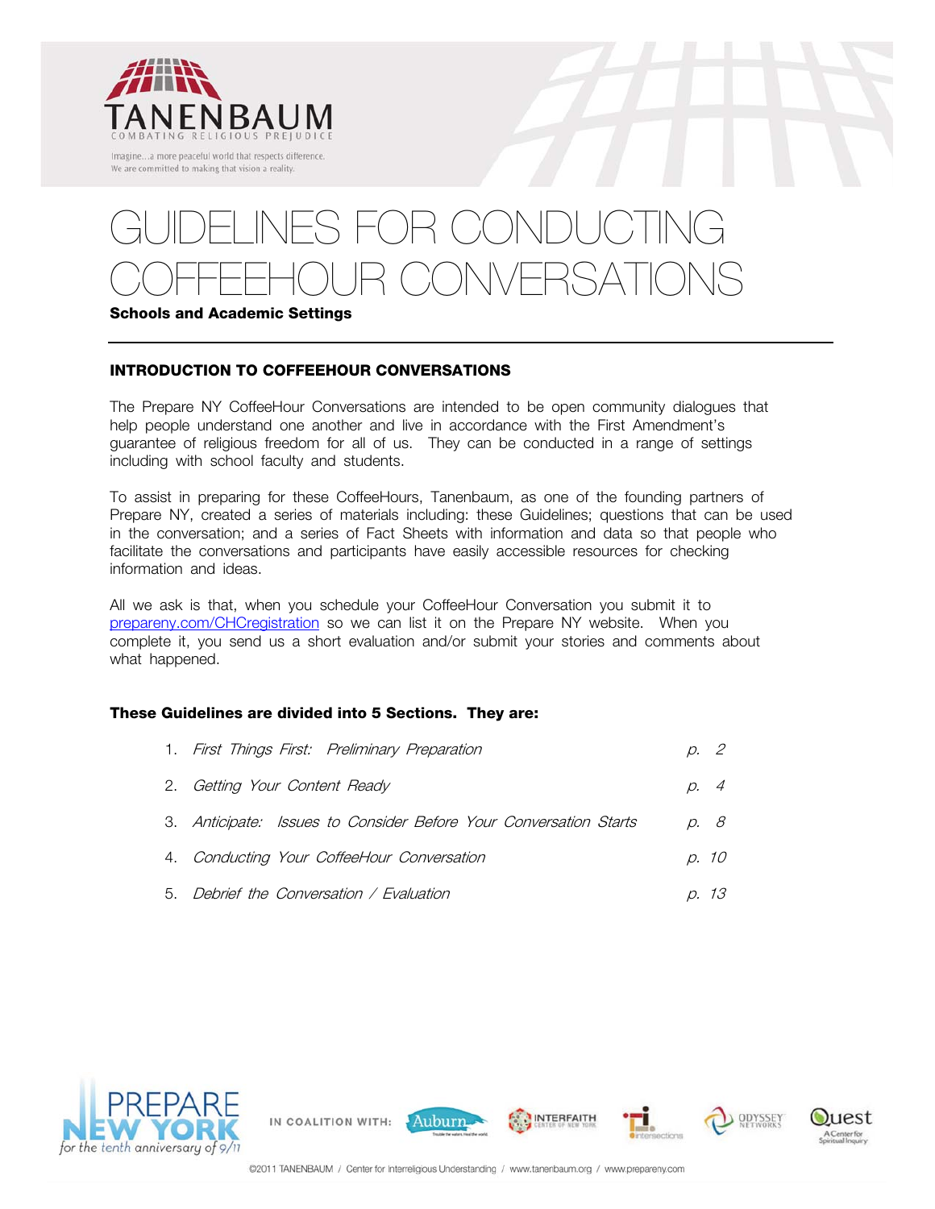TANENBAUM

COMBATING RELIGIOUS PREJUDICE

Imagine...a more peaceful world that respects difference.
We are committed to making that vision a reality.

# GUIDELINES FOR CONDUCTING COFFEEHOUR CONVERSATIONS

**Schools and Academic Settings**

## INTRODUCTION TO COFFEEHOUR CONVERSATIONS

The Prepare NY CoffeeHour Conversations are intended to be open community dialogues that help people understand one another and live in accordance with the First Amendment's guarantee of religious freedom for all of us. They can be conducted in a range of settings including with school faculty and students.

To assist in preparing for these CoffeeHours, Tanenbaum, as one of the founding partners of Prepare NY, created a series of materials including: these Guidelines; questions that can be used in the conversation; and a series of Fact Sheets with information and data so that people who facilitate the conversations and participants have easily accessible resources for checking information and ideas.

All we ask is that, when you schedule your CoffeeHour Conversation you submit it to prepareny.com/CHCregistration so we can list it on the Prepare NY website. When you complete it, you send us a short evaluation and/or submit your stories and comments about what happened.

**These Guidelines are divided into 5 Sections. They are:**

1. *First Things First: Preliminary Preparation* — *p. 2*
2. *Getting Your Content Ready* — *p. 4*
3. *Anticipate: Issues to Consider Before Your Conversation Starts* — *p. 8*
4. *Conducting Your CoffeeHour Conversation* — *p. 10*
5. *Debrief the Conversation / Evaluation* — *p. 13*

PREPARE NEW YORK *for the tenth anniversary of 9/11*

IN COALITION WITH: Auburn, Interfaith Center of New York, Intersections, Odyssey Networks, Quest A Center for Spiritual Inquiry

©2011 TANENBAUM / Center for Interreligious Understanding / www.tanenbaum.org / www.prepareny.com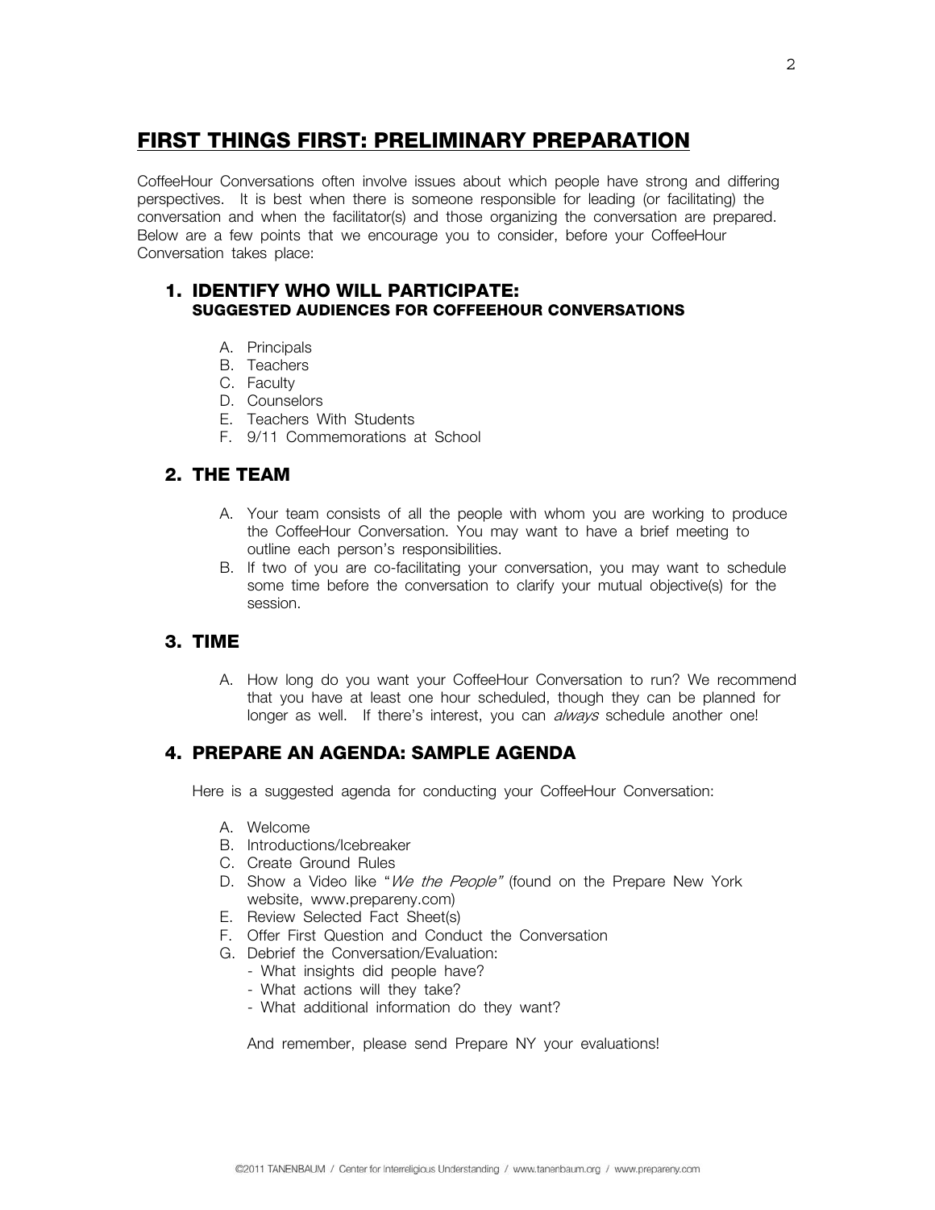## FIRST THINGS FIRST: PRELIMINARY PREPARATION

CoffeeHour Conversations often involve issues about which people have strong and differing perspectives. It is best when there is someone responsible for leading (or facilitating) the conversation and when the facilitator(s) and those organizing the conversation are prepared. Below are a few points that we encourage you to consider, before your CoffeeHour Conversation takes place:

### 1. IDENTIFY WHO WILL PARTICIPATE: SUGGESTED AUDIENCES FOR COFFEEHOUR CONVERSATIONS

A. Principals
B. Teachers
C. Faculty
D. Counselors
E. Teachers With Students
F. 9/11 Commemorations at School

### 2. THE TEAM

A. Your team consists of all the people with whom you are working to produce the CoffeeHour Conversation. You may want to have a brief meeting to outline each person's responsibilities.
B. If two of you are co-facilitating your conversation, you may want to schedule some time before the conversation to clarify your mutual objective(s) for the session.

### 3. TIME

A. How long do you want your CoffeeHour Conversation to run? We recommend that you have at least one hour scheduled, though they can be planned for longer as well. If there's interest, you can *always* schedule another one!

### 4. PREPARE AN AGENDA: SAMPLE AGENDA

Here is a suggested agenda for conducting your CoffeeHour Conversation:

A. Welcome
B. Introductions/Icebreaker
C. Create Ground Rules
D. Show a Video like "*We the People*" (found on the Prepare New York website, www.prepareny.com)
E. Review Selected Fact Sheet(s)
F. Offer First Question and Conduct the Conversation
G. Debrief the Conversation/Evaluation:
   - What insights did people have?
   - What actions will they take?
   - What additional information do they want?

And remember, please send Prepare NY your evaluations!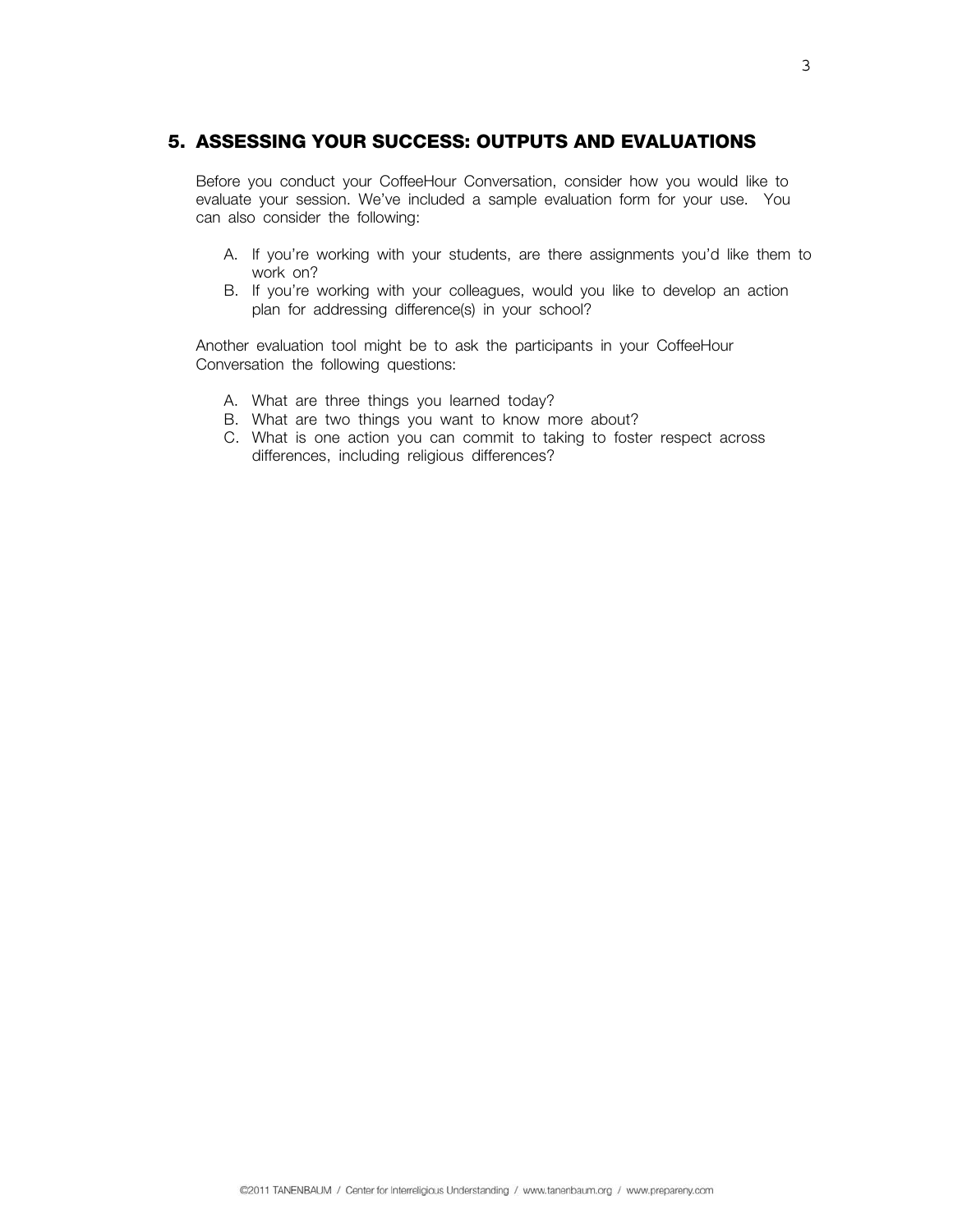## 5. ASSESSING YOUR SUCCESS: OUTPUTS AND EVALUATIONS

Before you conduct your CoffeeHour Conversation, consider how you would like to evaluate your session. We've included a sample evaluation form for your use. You can also consider the following:

A. If you're working with your students, are there assignments you'd like them to work on?
B. If you're working with your colleagues, would you like to develop an action plan for addressing difference(s) in your school?

Another evaluation tool might be to ask the participants in your CoffeeHour Conversation the following questions:

A. What are three things you learned today?
B. What are two things you want to know more about?
C. What is one action you can commit to taking to foster respect across differences, including religious differences?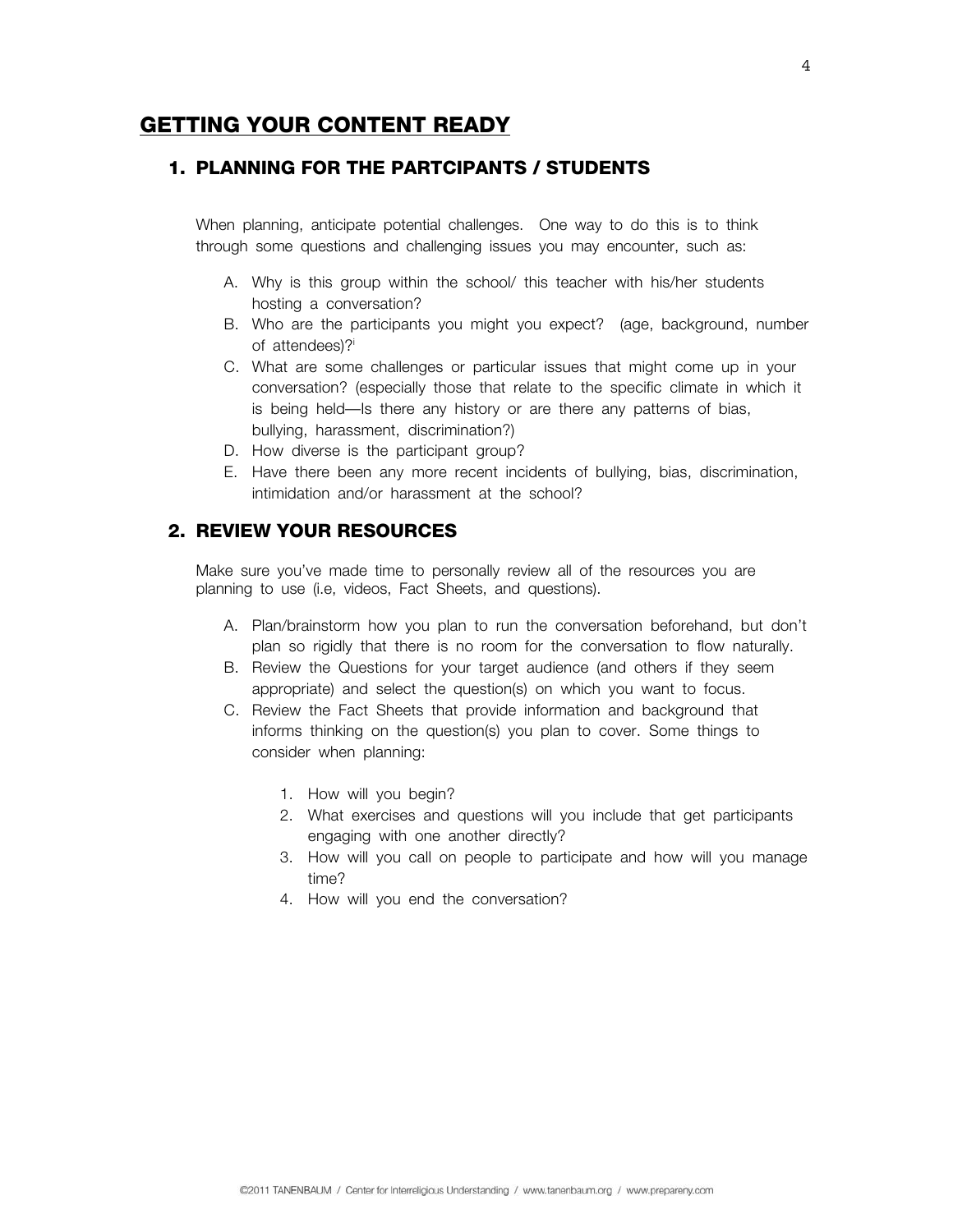# GETTING YOUR CONTENT READY

## 1. PLANNING FOR THE PARTCIPANTS / STUDENTS

When planning, anticipate potential challenges. One way to do this is to think through some questions and challenging issues you may encounter, such as:

A. Why is this group within the school/ this teacher with his/her students hosting a conversation?
B. Who are the participants you might you expect? (age, background, number of attendees)?[i]
C. What are some challenges or particular issues that might come up in your conversation? (especially those that relate to the specific climate in which it is being held—Is there any history or are there any patterns of bias, bullying, harassment, discrimination?)
D. How diverse is the participant group?
E. Have there been any more recent incidents of bullying, bias, discrimination, intimidation and/or harassment at the school?

## 2. REVIEW YOUR RESOURCES

Make sure you've made time to personally review all of the resources you are planning to use (i.e, videos, Fact Sheets, and questions).

A. Plan/brainstorm how you plan to run the conversation beforehand, but don't plan so rigidly that there is no room for the conversation to flow naturally.
B. Review the Questions for your target audience (and others if they seem appropriate) and select the question(s) on which you want to focus.
C. Review the Fact Sheets that provide information and background that informs thinking on the question(s) you plan to cover. Some things to consider when planning:

    1. How will you begin?
    2. What exercises and questions will you include that get participants engaging with one another directly?
    3. How will you call on people to participate and how will you manage time?
    4. How will you end the conversation?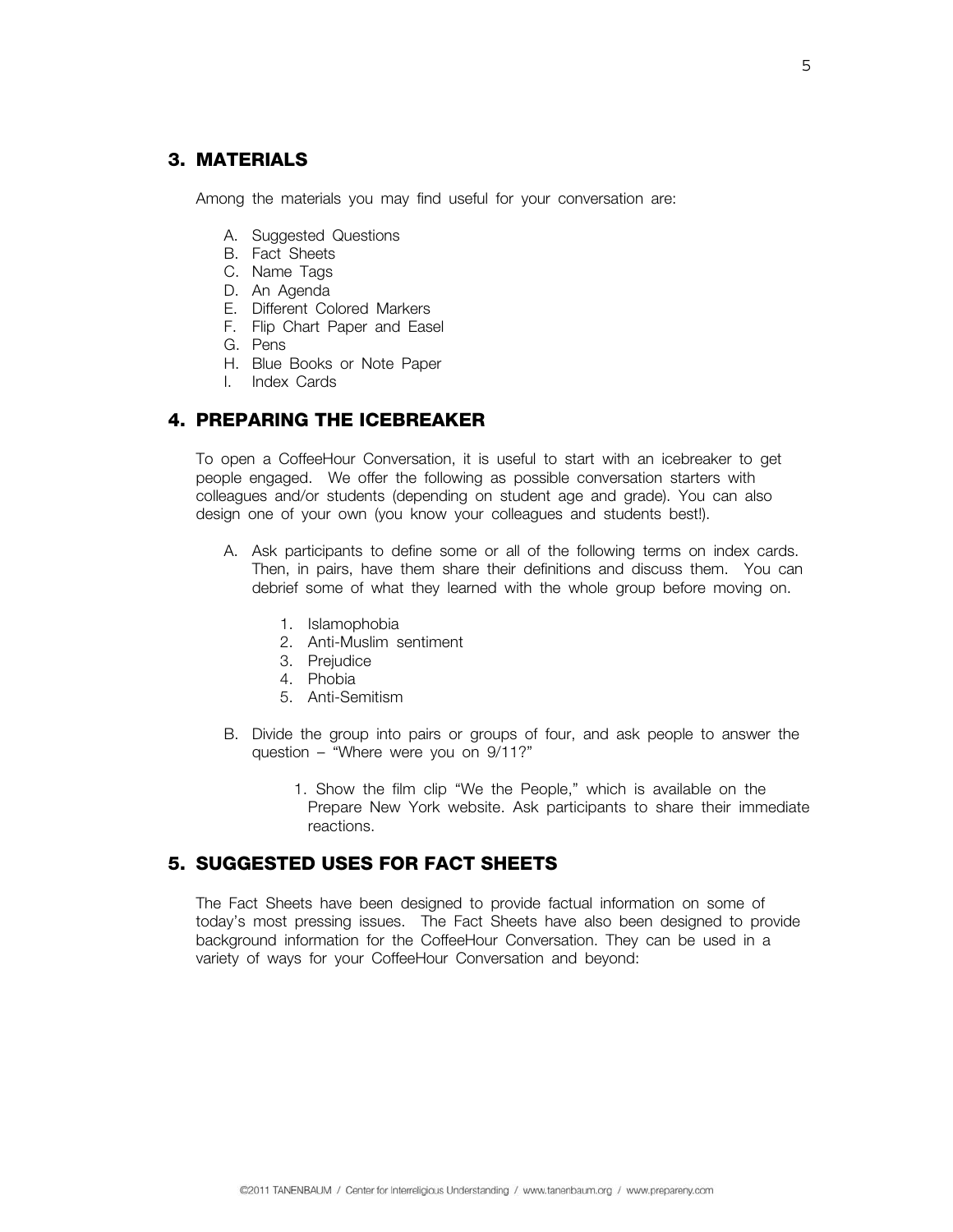## 3. MATERIALS

Among the materials you may find useful for your conversation are:

A. Suggested Questions
B. Fact Sheets
C. Name Tags
D. An Agenda
E. Different Colored Markers
F. Flip Chart Paper and Easel
G. Pens
H. Blue Books or Note Paper
I. Index Cards

## 4. PREPARING THE ICEBREAKER

To open a CoffeeHour Conversation, it is useful to start with an icebreaker to get people engaged. We offer the following as possible conversation starters with colleagues and/or students (depending on student age and grade). You can also design one of your own (you know your colleagues and students best!).

A. Ask participants to define some or all of the following terms on index cards. Then, in pairs, have them share their definitions and discuss them. You can debrief some of what they learned with the whole group before moving on.

   1. Islamophobia
   2. Anti-Muslim sentiment
   3. Prejudice
   4. Phobia
   5. Anti-Semitism

B. Divide the group into pairs or groups of four, and ask people to answer the question – "Where were you on 9/11?"

   1. Show the film clip "We the People," which is available on the Prepare New York website. Ask participants to share their immediate reactions.

## 5. SUGGESTED USES FOR FACT SHEETS

The Fact Sheets have been designed to provide factual information on some of today's most pressing issues. The Fact Sheets have also been designed to provide background information for the CoffeeHour Conversation. They can be used in a variety of ways for your CoffeeHour Conversation and beyond: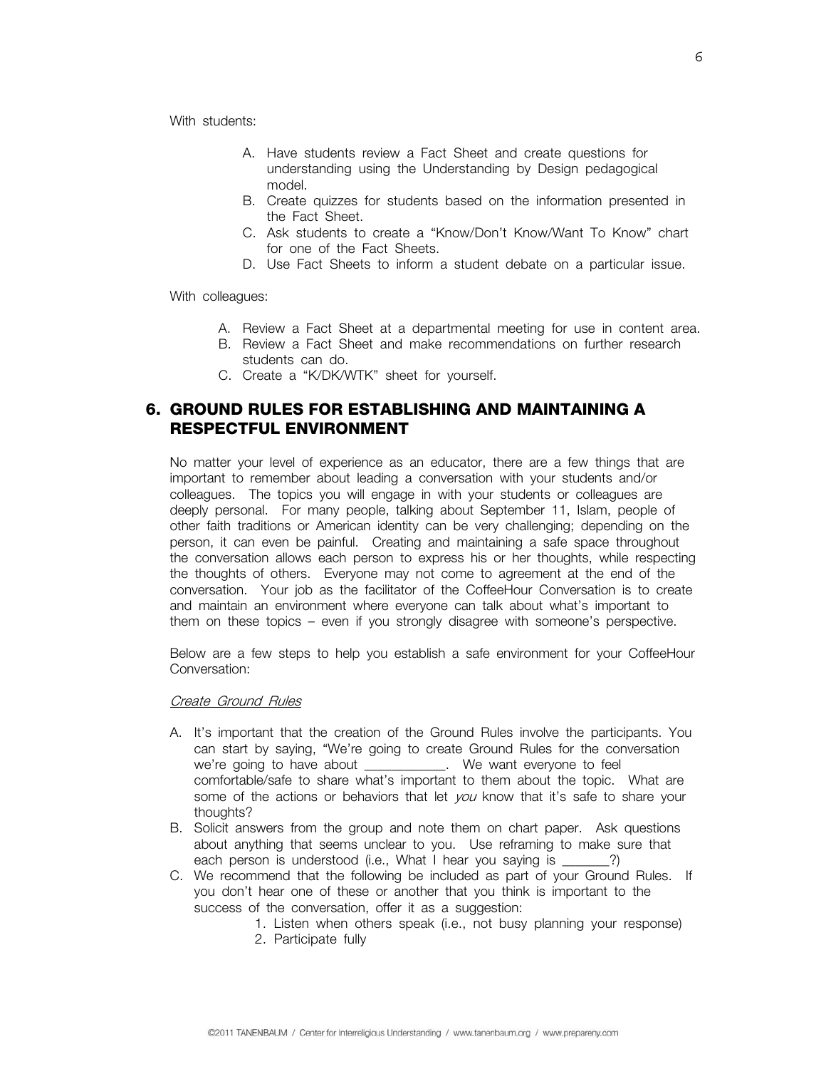With students:

A. Have students review a Fact Sheet and create questions for understanding using the Understanding by Design pedagogical model.
B. Create quizzes for students based on the information presented in the Fact Sheet.
C. Ask students to create a "Know/Don't Know/Want To Know" chart for one of the Fact Sheets.
D. Use Fact Sheets to inform a student debate on a particular issue.

With colleagues:

A. Review a Fact Sheet at a departmental meeting for use in content area.
B. Review a Fact Sheet and make recommendations on further research students can do.
C. Create a "K/DK/WTK" sheet for yourself.

## 6. GROUND RULES FOR ESTABLISHING AND MAINTAINING A RESPECTFUL ENVIRONMENT

No matter your level of experience as an educator, there are a few things that are important to remember about leading a conversation with your students and/or colleagues. The topics you will engage in with your students or colleagues are deeply personal. For many people, talking about September 11, Islam, people of other faith traditions or American identity can be very challenging; depending on the person, it can even be painful. Creating and maintaining a safe space throughout the conversation allows each person to express his or her thoughts, while respecting the thoughts of others. Everyone may not come to agreement at the end of the conversation. Your job as the facilitator of the CoffeeHour Conversation is to create and maintain an environment where everyone can talk about what's important to them on these topics – even if you strongly disagree with someone's perspective.

Below are a few steps to help you establish a safe environment for your CoffeeHour Conversation:

*Create Ground Rules*

A. It's important that the creation of the Ground Rules involve the participants. You can start by saying, "We're going to create Ground Rules for the conversation we're going to have about ___________. We want everyone to feel comfortable/safe to share what's important to them about the topic. What are some of the actions or behaviors that let *you* know that it's safe to share your thoughts?
B. Solicit answers from the group and note them on chart paper. Ask questions about anything that seems unclear to you. Use reframing to make sure that each person is understood (i.e., What I hear you saying is _______?)
C. We recommend that the following be included as part of your Ground Rules. If you don't hear one of these or another that you think is important to the success of the conversation, offer it as a suggestion:
    1. Listen when others speak (i.e., not busy planning your response)
    2. Participate fully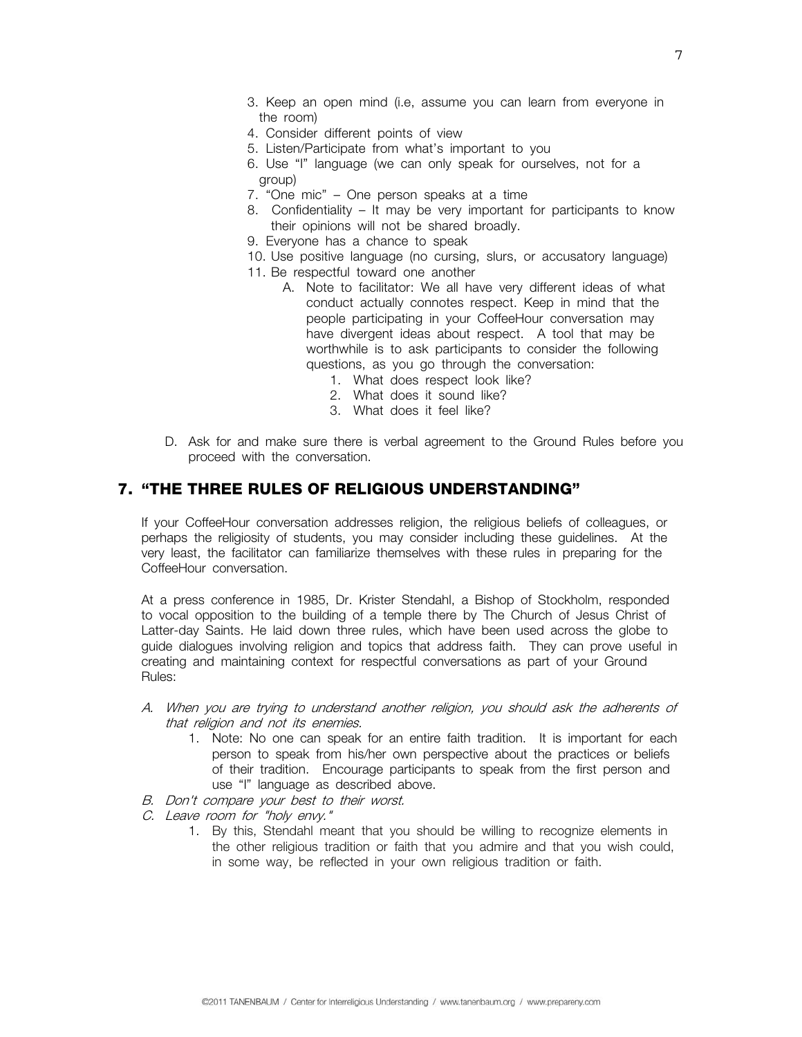3. Keep an open mind (i.e, assume you can learn from everyone in the room)
4. Consider different points of view
5. Listen/Participate from what's important to you
6. Use "I" language (we can only speak for ourselves, not for a group)
7. "One mic" – One person speaks at a time
8. Confidentiality – It may be very important for participants to know their opinions will not be shared broadly.
9. Everyone has a chance to speak
10. Use positive language (no cursing, slurs, or accusatory language)
11. Be respectful toward one another
    - A. Note to facilitator: We all have very different ideas of what conduct actually connotes respect. Keep in mind that the people participating in your CoffeeHour conversation may have divergent ideas about respect. A tool that may be worthwhile is to ask participants to consider the following questions, as you go through the conversation:
        1. What does respect look like?
        2. What does it sound like?
        3. What does it feel like?

D. Ask for and make sure there is verbal agreement to the Ground Rules before you proceed with the conversation.

## 7. "THE THREE RULES OF RELIGIOUS UNDERSTANDING"

If your CoffeeHour conversation addresses religion, the religious beliefs of colleagues, or perhaps the religiosity of students, you may consider including these guidelines. At the very least, the facilitator can familiarize themselves with these rules in preparing for the CoffeeHour conversation.

At a press conference in 1985, Dr. Krister Stendahl, a Bishop of Stockholm, responded to vocal opposition to the building of a temple there by The Church of Jesus Christ of Latter-day Saints. He laid down three rules, which have been used across the globe to guide dialogues involving religion and topics that address faith. They can prove useful in creating and maintaining context for respectful conversations as part of your Ground Rules:

A. *When you are trying to understand another religion, you should ask the adherents of that religion and not its enemies.*
    1. Note: No one can speak for an entire faith tradition. It is important for each person to speak from his/her own perspective about the practices or beliefs of their tradition. Encourage participants to speak from the first person and use "I" language as described above.

B. *Don't compare your best to their worst.*

C. *Leave room for "holy envy."*
    1. By this, Stendahl meant that you should be willing to recognize elements in the other religious tradition or faith that you admire and that you wish could, in some way, be reflected in your own religious tradition or faith.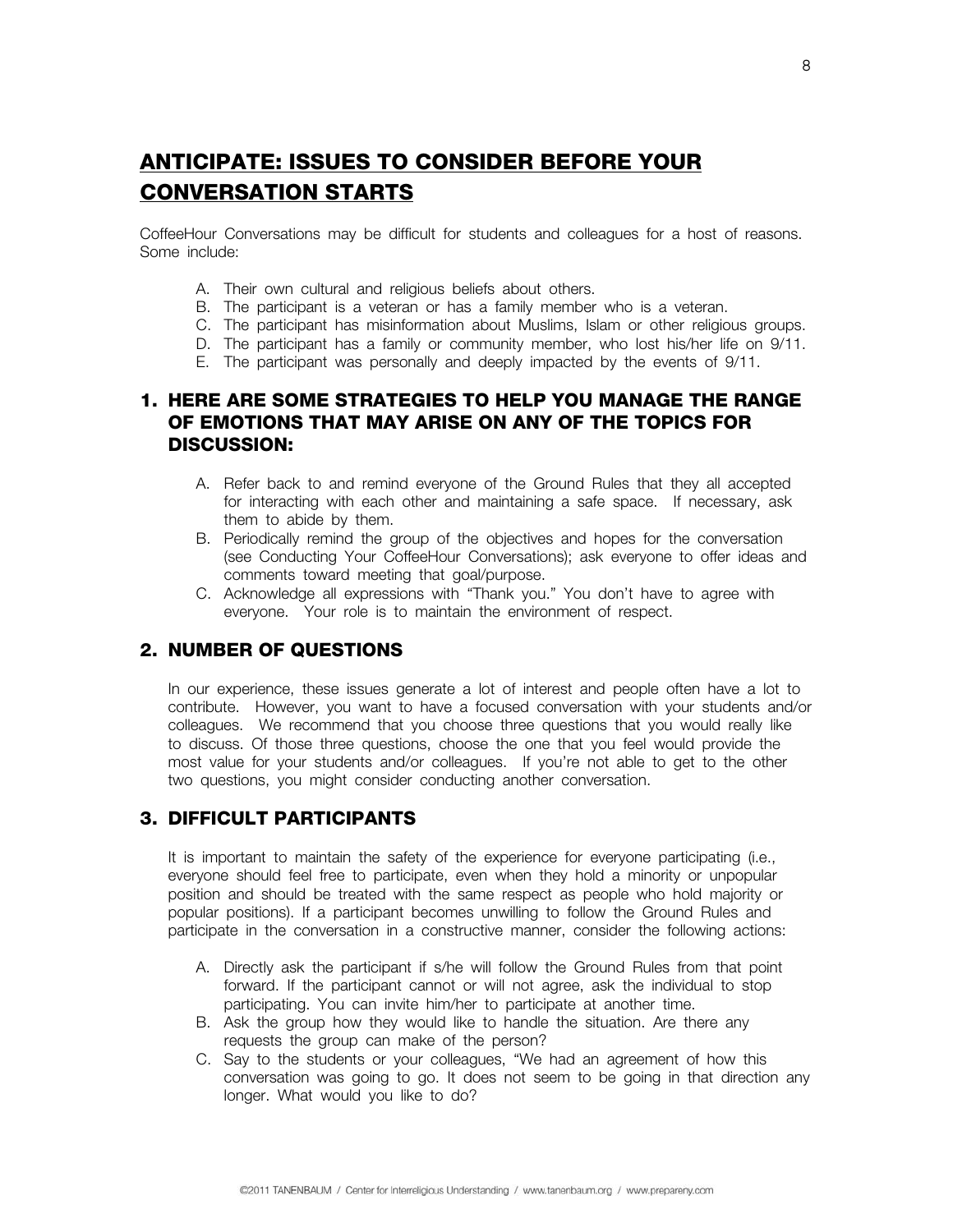## ANTICIPATE: ISSUES TO CONSIDER BEFORE YOUR CONVERSATION STARTS

CoffeeHour Conversations may be difficult for students and colleagues for a host of reasons. Some include:

A. Their own cultural and religious beliefs about others.
B. The participant is a veteran or has a family member who is a veteran.
C. The participant has misinformation about Muslims, Islam or other religious groups.
D. The participant has a family or community member, who lost his/her life on 9/11.
E. The participant was personally and deeply impacted by the events of 9/11.

### 1. HERE ARE SOME STRATEGIES TO HELP YOU MANAGE THE RANGE OF EMOTIONS THAT MAY ARISE ON ANY OF THE TOPICS FOR DISCUSSION:

A. Refer back to and remind everyone of the Ground Rules that they all accepted for interacting with each other and maintaining a safe space. If necessary, ask them to abide by them.
B. Periodically remind the group of the objectives and hopes for the conversation (see Conducting Your CoffeeHour Conversations); ask everyone to offer ideas and comments toward meeting that goal/purpose.
C. Acknowledge all expressions with "Thank you." You don't have to agree with everyone. Your role is to maintain the environment of respect.

### 2. NUMBER OF QUESTIONS

In our experience, these issues generate a lot of interest and people often have a lot to contribute. However, you want to have a focused conversation with your students and/or colleagues. We recommend that you choose three questions that you would really like to discuss. Of those three questions, choose the one that you feel would provide the most value for your students and/or colleagues. If you're not able to get to the other two questions, you might consider conducting another conversation.

### 3. DIFFICULT PARTICIPANTS

It is important to maintain the safety of the experience for everyone participating (i.e., everyone should feel free to participate, even when they hold a minority or unpopular position and should be treated with the same respect as people who hold majority or popular positions). If a participant becomes unwilling to follow the Ground Rules and participate in the conversation in a constructive manner, consider the following actions:

A. Directly ask the participant if s/he will follow the Ground Rules from that point forward. If the participant cannot or will not agree, ask the individual to stop participating. You can invite him/her to participate at another time.
B. Ask the group how they would like to handle the situation. Are there any requests the group can make of the person?
C. Say to the students or your colleagues, "We had an agreement of how this conversation was going to go. It does not seem to be going in that direction any longer. What would you like to do?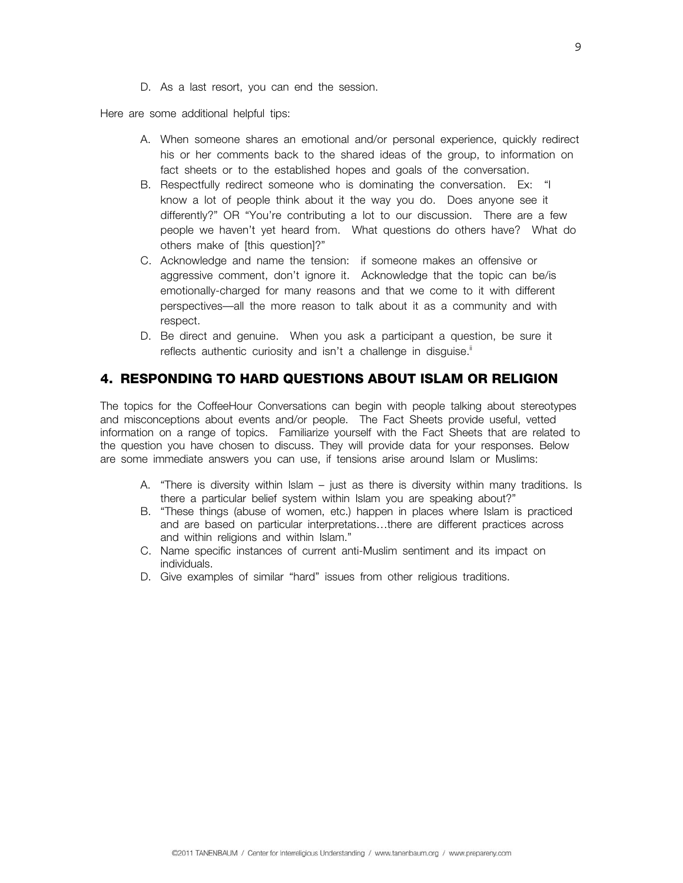D. As a last resort, you can end the session.

Here are some additional helpful tips:

A. When someone shares an emotional and/or personal experience, quickly redirect his or her comments back to the shared ideas of the group, to information on fact sheets or to the established hopes and goals of the conversation.
B. Respectfully redirect someone who is dominating the conversation. Ex: "I know a lot of people think about it the way you do. Does anyone see it differently?" OR "You're contributing a lot to our discussion. There are a few people we haven't yet heard from. What questions do others have? What do others make of [this question]?"
C. Acknowledge and name the tension: if someone makes an offensive or aggressive comment, don't ignore it. Acknowledge that the topic can be/is emotionally-charged for many reasons and that we come to it with different perspectives—all the more reason to talk about it as a community and with respect.
D. Be direct and genuine. When you ask a participant a question, be sure it reflects authentic curiosity and isn't a challenge in disguise.[ii]

## 4. RESPONDING TO HARD QUESTIONS ABOUT ISLAM OR RELIGION

The topics for the CoffeeHour Conversations can begin with people talking about stereotypes and misconceptions about events and/or people. The Fact Sheets provide useful, vetted information on a range of topics. Familiarize yourself with the Fact Sheets that are related to the question you have chosen to discuss. They will provide data for your responses. Below are some immediate answers you can use, if tensions arise around Islam or Muslims:

A. "There is diversity within Islam – just as there is diversity within many traditions. Is there a particular belief system within Islam you are speaking about?"
B. "These things (abuse of women, etc.) happen in places where Islam is practiced and are based on particular interpretations…there are different practices across and within religions and within Islam."
C. Name specific instances of current anti-Muslim sentiment and its impact on individuals.
D. Give examples of similar "hard" issues from other religious traditions.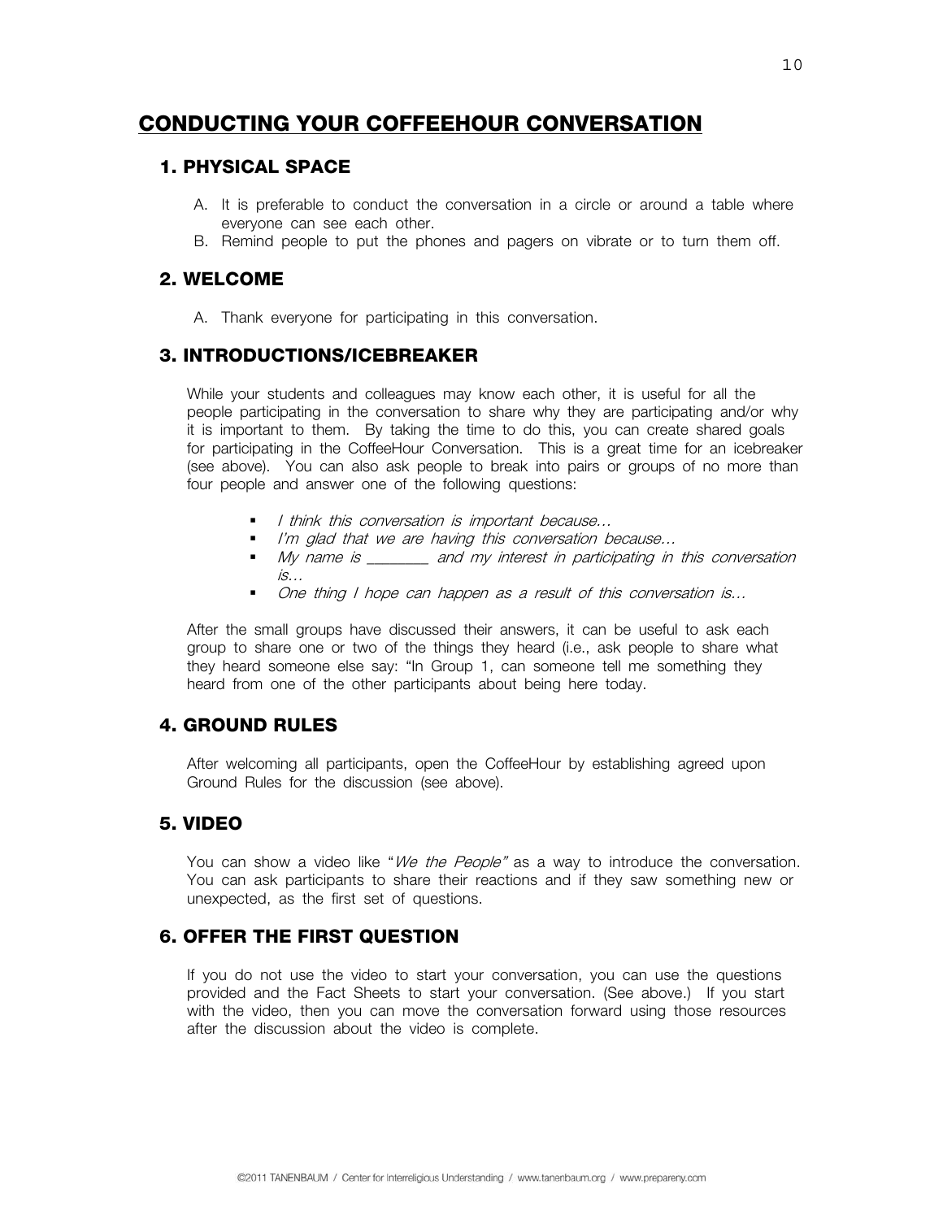# CONDUCTING YOUR COFFEEHOUR CONVERSATION

## 1. PHYSICAL SPACE

A. It is preferable to conduct the conversation in a circle or around a table where everyone can see each other.

B. Remind people to put the phones and pagers on vibrate or to turn them off.

## 2. WELCOME

A. Thank everyone for participating in this conversation.

## 3. INTRODUCTIONS/ICEBREAKER

While your students and colleagues may know each other, it is useful for all the people participating in the conversation to share why they are participating and/or why it is important to them. By taking the time to do this, you can create shared goals for participating in the CoffeeHour Conversation. This is a great time for an icebreaker (see above). You can also ask people to break into pairs or groups of no more than four people and answer one of the following questions:

- *I think this conversation is important because…*
- *I'm glad that we are having this conversation because…*
- *My name is \_\_\_\_\_\_\_\_ and my interest in participating in this conversation is…*
- *One thing I hope can happen as a result of this conversation is…*

After the small groups have discussed their answers, it can be useful to ask each group to share one or two of the things they heard (i.e., ask people to share what they heard someone else say: "In Group 1, can someone tell me something they heard from one of the other participants about being here today.

## 4. GROUND RULES

After welcoming all participants, open the CoffeeHour by establishing agreed upon Ground Rules for the discussion (see above).

## 5. VIDEO

You can show a video like "*We the People"* as a way to introduce the conversation. You can ask participants to share their reactions and if they saw something new or unexpected, as the first set of questions.

## 6. OFFER THE FIRST QUESTION

If you do not use the video to start your conversation, you can use the questions provided and the Fact Sheets to start your conversation. (See above.) If you start with the video, then you can move the conversation forward using those resources after the discussion about the video is complete.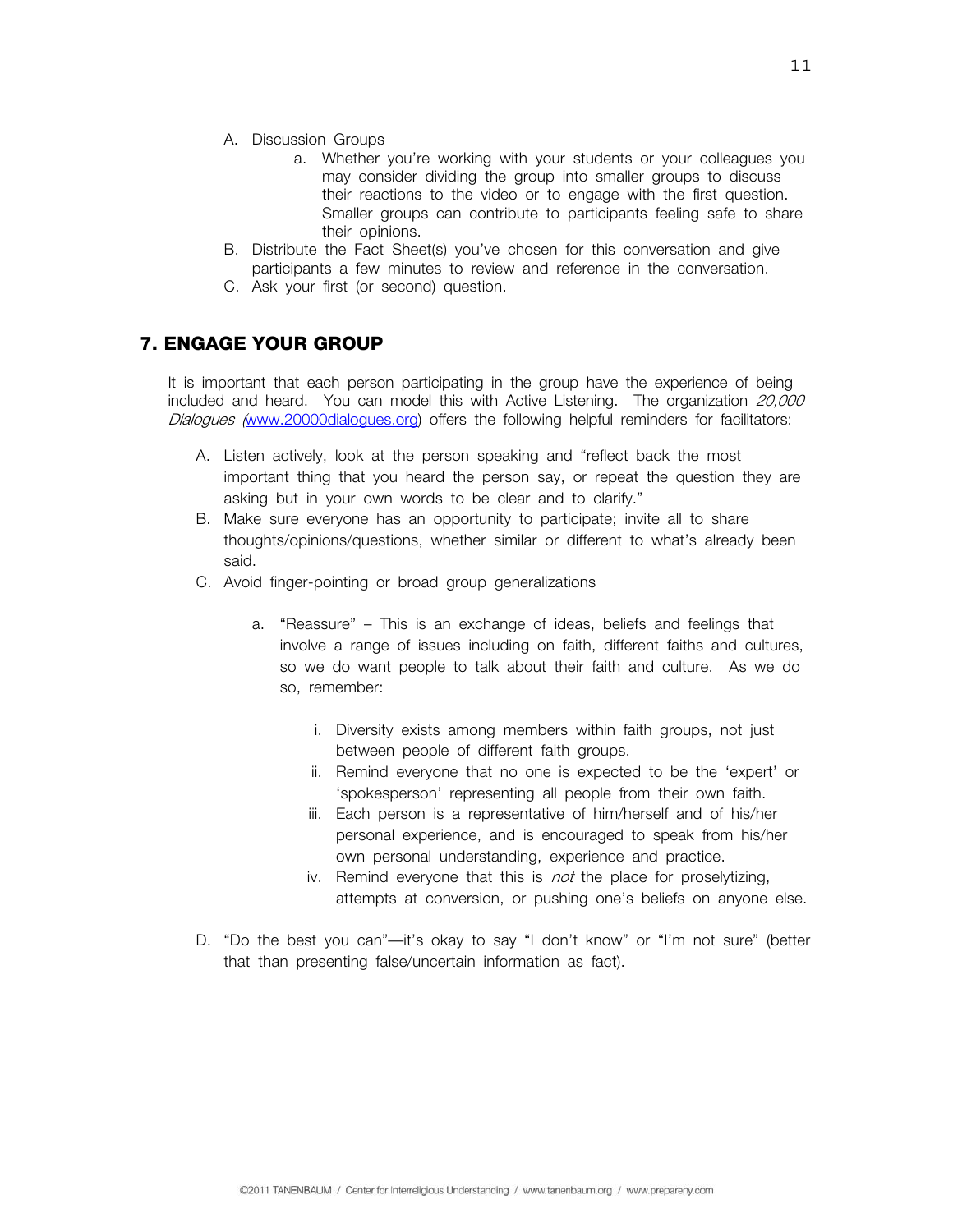A. Discussion Groups
    a. Whether you're working with your students or your colleagues you may consider dividing the group into smaller groups to discuss their reactions to the video or to engage with the first question. Smaller groups can contribute to participants feeling safe to share their opinions.
B. Distribute the Fact Sheet(s) you've chosen for this conversation and give participants a few minutes to review and reference in the conversation.
C. Ask your first (or second) question.

## 7. ENGAGE YOUR GROUP

It is important that each person participating in the group have the experience of being included and heard. You can model this with Active Listening. The organization *20,000 Dialogues* (www.20000dialogues.org) offers the following helpful reminders for facilitators:

A. Listen actively, look at the person speaking and "reflect back the most important thing that you heard the person say, or repeat the question they are asking but in your own words to be clear and to clarify."
B. Make sure everyone has an opportunity to participate; invite all to share thoughts/opinions/questions, whether similar or different to what's already been said.
C. Avoid finger-pointing or broad group generalizations
    a. "Reassure" – This is an exchange of ideas, beliefs and feelings that involve a range of issues including on faith, different faiths and cultures, so we do want people to talk about their faith and culture. As we do so, remember:
        i. Diversity exists among members within faith groups, not just between people of different faith groups.
        ii. Remind everyone that no one is expected to be the 'expert' or 'spokesperson' representing all people from their own faith.
        iii. Each person is a representative of him/herself and of his/her personal experience, and is encouraged to speak from his/her own personal understanding, experience and practice.
        iv. Remind everyone that this is *not* the place for proselytizing, attempts at conversion, or pushing one's beliefs on anyone else.
D. "Do the best you can"—it's okay to say "I don't know" or "I'm not sure" (better that than presenting false/uncertain information as fact).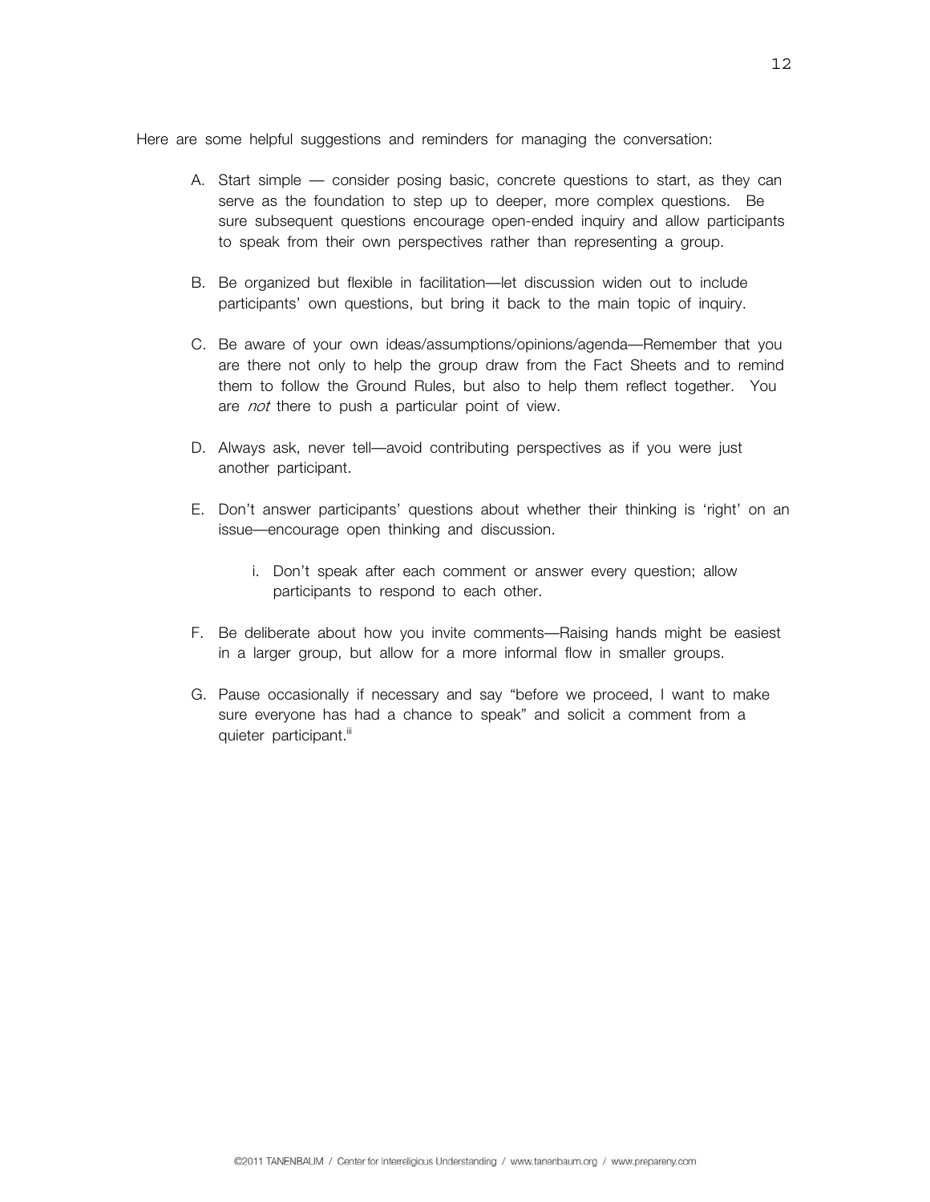Here are some helpful suggestions and reminders for managing the conversation:

A. Start simple — consider posing basic, concrete questions to start, as they can serve as the foundation to step up to deeper, more complex questions. Be sure subsequent questions encourage open-ended inquiry and allow participants to speak from their own perspectives rather than representing a group.

B. Be organized but flexible in facilitation—let discussion widen out to include participants' own questions, but bring it back to the main topic of inquiry.

C. Be aware of your own ideas/assumptions/opinions/agenda—Remember that you are there not only to help the group draw from the Fact Sheets and to remind them to follow the Ground Rules, but also to help them reflect together. You are *not* there to push a particular point of view.

D. Always ask, never tell—avoid contributing perspectives as if you were just another participant.

E. Don't answer participants' questions about whether their thinking is 'right' on an issue—encourage open thinking and discussion.

   i. Don't speak after each comment or answer every question; allow participants to respond to each other.

F. Be deliberate about how you invite comments—Raising hands might be easiest in a larger group, but allow for a more informal flow in smaller groups.

G. Pause occasionally if necessary and say "before we proceed, I want to make sure everyone has had a chance to speak" and solicit a comment from a quieter participant.[iii]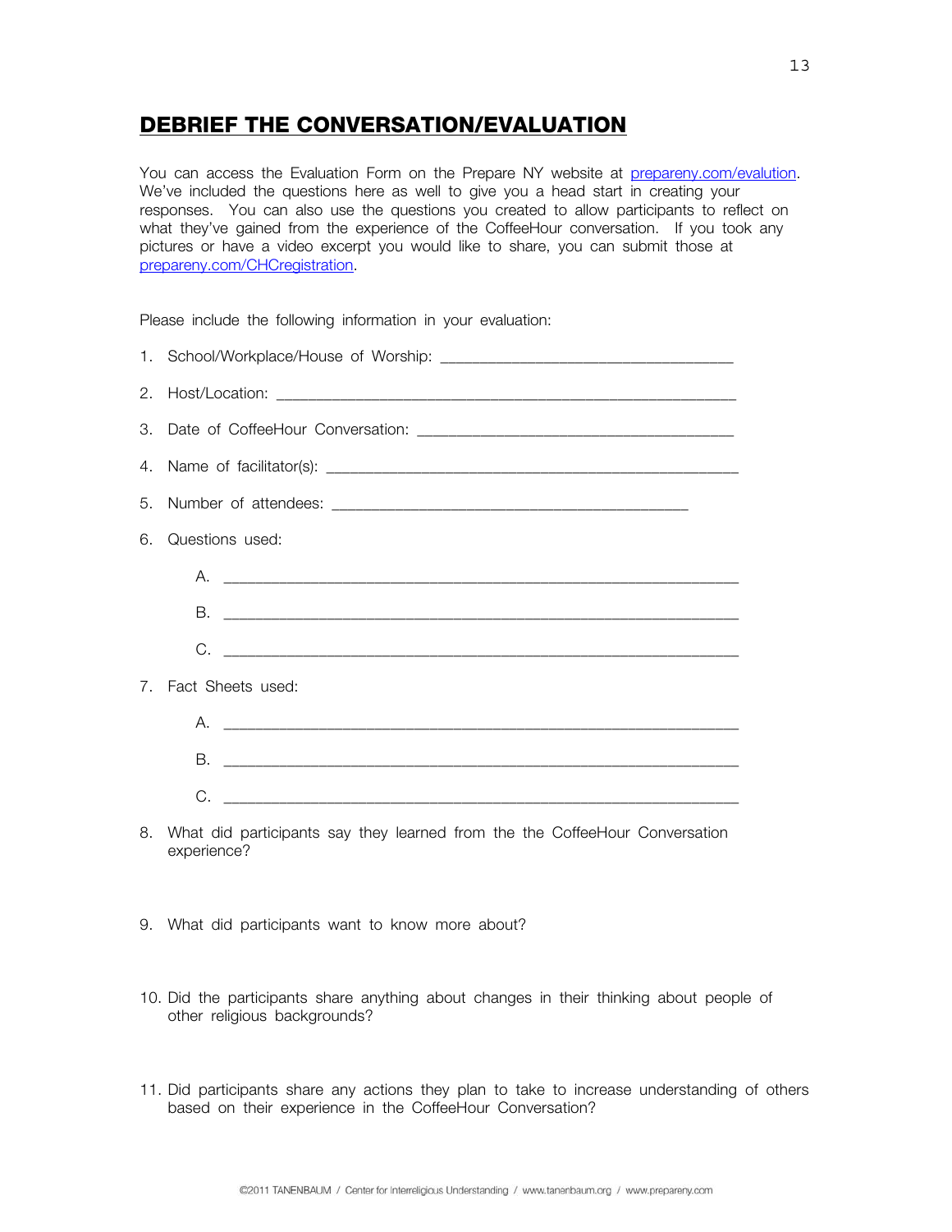## DEBRIEF THE CONVERSATION/EVALUATION

You can access the Evaluation Form on the Prepare NY website at [prepareny.com/evalution](prepareny.com/evalution). We've included the questions here as well to give you a head start in creating your responses. You can also use the questions you created to allow participants to reflect on what they've gained from the experience of the CoffeeHour conversation. If you took any pictures or have a video excerpt you would like to share, you can submit those at [prepareny.com/CHCregistration](prepareny.com/CHCregistration).

Please include the following information in your evaluation:

1. School/Workplace/House of Worship: ___________________________________
2. Host/Location: _______________________________________________________
3. Date of CoffeeHour Conversation: _____________________________________
4. Name of facilitator(s): ________________________________________________
5. Number of attendees: __________________________________________
6. Questions used:
   A. ___________________________________________________________
   B. ___________________________________________________________
   C. ___________________________________________________________
7. Fact Sheets used:
   A. ___________________________________________________________
   B. ___________________________________________________________
   C. ___________________________________________________________
8. What did participants say they learned from the the CoffeeHour Conversation experience?
9. What did participants want to know more about?
10. Did the participants share anything about changes in their thinking about people of other religious backgrounds?
11. Did participants share any actions they plan to take to increase understanding of others based on their experience in the CoffeeHour Conversation?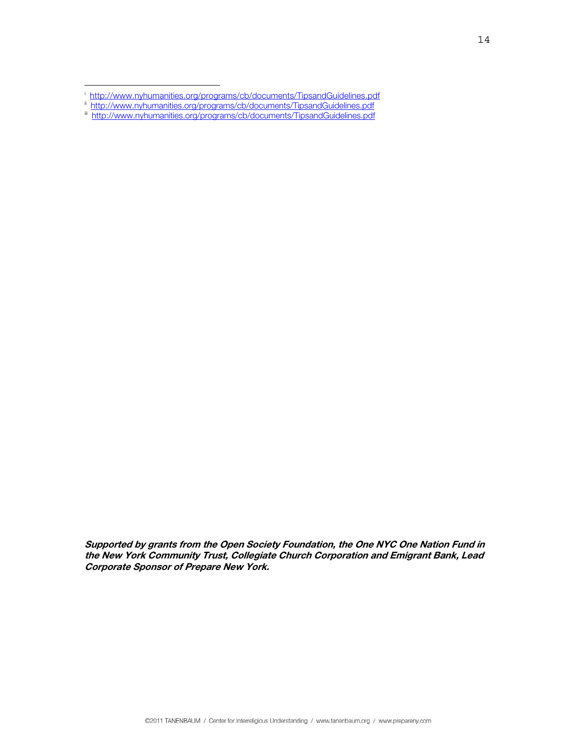[i] http://www.nyhumanities.org/programs/cb/documents/TipsandGuidelines.pdf

[ii] http://www.nyhumanities.org/programs/cb/documents/TipsandGuidelines.pdf

[iii] http://www.nyhumanities.org/programs/cb/documents/TipsandGuidelines.pdf

***Supported by grants from the Open Society Foundation, the One NYC One Nation Fund in the New York Community Trust, Collegiate Church Corporation and Emigrant Bank, Lead Corporate Sponsor of Prepare New York.***